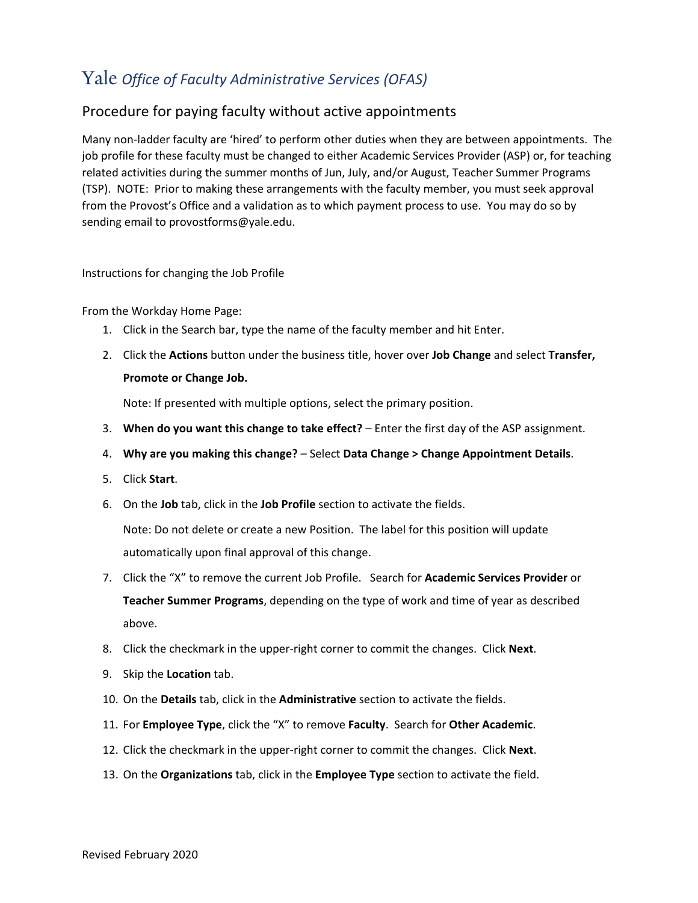# Yale *Office of Faculty Administrative Services (OFAS)*

## Procedure for paying faculty without active appointments

Many non-ladder faculty are 'hired' to perform other duties when they are between appointments. The job profile for these faculty must be changed to either Academic Services Provider (ASP) or, for teaching related activities during the summer months of Jun, July, and/or August, Teacher Summer Programs (TSP). NOTE: Prior to making these arrangements with the faculty member, you must seek approval from the Provost's Office and a validation as to which payment process to use. You may do so by sending email to provostforms@yale.edu.

Instructions for changing the Job Profile

From the Workday Home Page:

1. Click in the Search bar, type the name of the faculty member and hit Enter.
2. Click the **Actions** button under the business title, hover over **Job Change** and select **Transfer, Promote or Change Job.**

   Note: If presented with multiple options, select the primary position.
3. **When do you want this change to take effect?** – Enter the first day of the ASP assignment.
4. **Why are you making this change?** – Select **Data Change > Change Appointment Details**.
5. Click **Start**.
6. On the **Job** tab, click in the **Job Profile** section to activate the fields.

   Note: Do not delete or create a new Position. The label for this position will update automatically upon final approval of this change.
7. Click the "X" to remove the current Job Profile. Search for **Academic Services Provider** or **Teacher Summer Programs**, depending on the type of work and time of year as described above.
8. Click the checkmark in the upper-right corner to commit the changes. Click **Next**.
9. Skip the **Location** tab.
10. On the **Details** tab, click in the **Administrative** section to activate the fields.
11. For **Employee Type**, click the "X" to remove **Faculty**. Search for **Other Academic**.
12. Click the checkmark in the upper-right corner to commit the changes. Click **Next**.
13. On the **Organizations** tab, click in the **Employee Type** section to activate the field.

Revised February 2020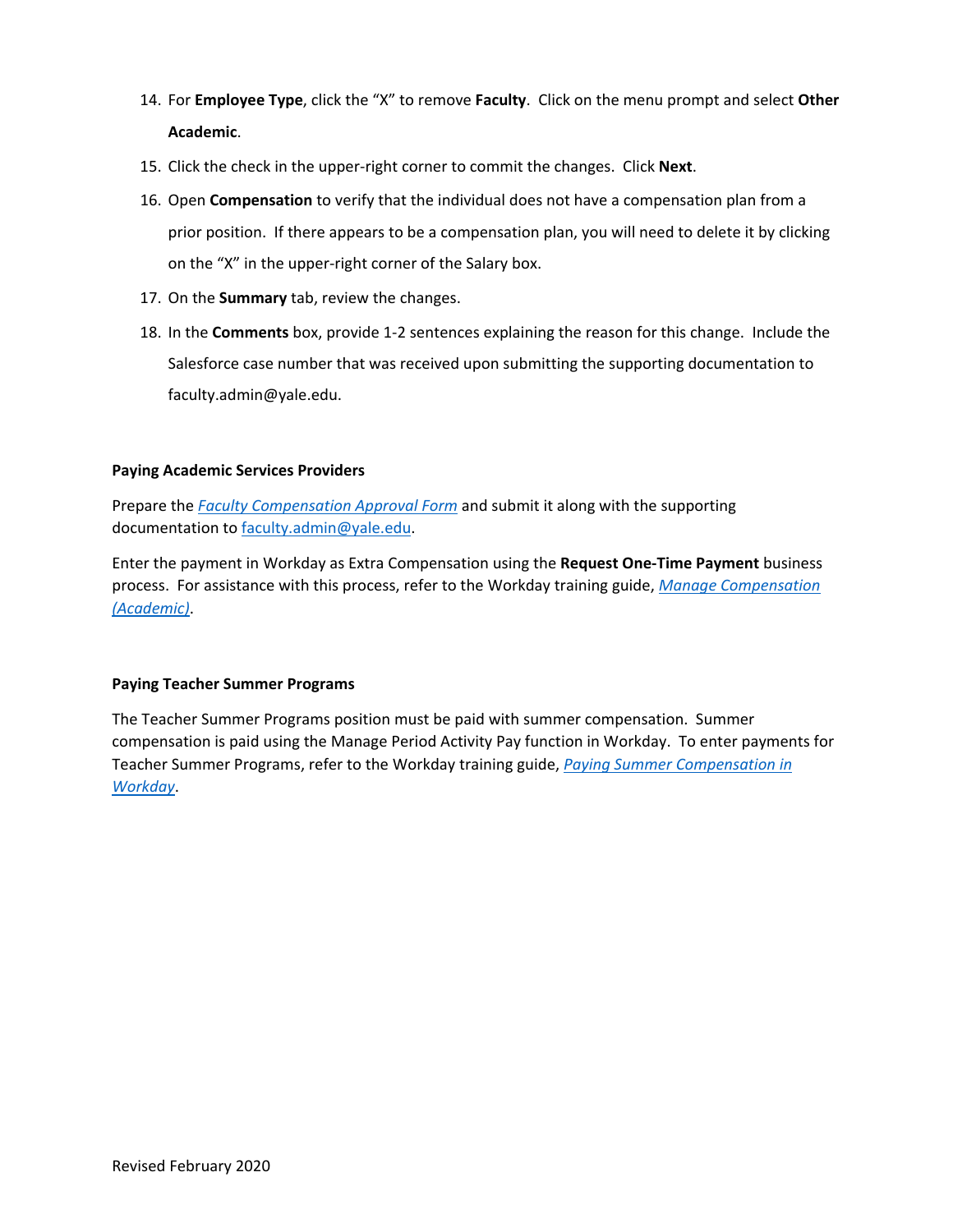14. For **Employee Type**, click the "X" to remove **Faculty**. Click on the menu prompt and select **Other Academic**.
15. Click the check in the upper-right corner to commit the changes. Click **Next**.
16. Open **Compensation** to verify that the individual does not have a compensation plan from a prior position. If there appears to be a compensation plan, you will need to delete it by clicking on the "X" in the upper-right corner of the Salary box.
17. On the **Summary** tab, review the changes.
18. In the **Comments** box, provide 1-2 sentences explaining the reason for this change. Include the Salesforce case number that was received upon submitting the supporting documentation to faculty.admin@yale.edu.

**Paying Academic Services Providers**

Prepare the *Faculty Compensation Approval Form* and submit it along with the supporting documentation to faculty.admin@yale.edu.

Enter the payment in Workday as Extra Compensation using the **Request One-Time Payment** business process. For assistance with this process, refer to the Workday training guide, *Manage Compensation (Academic)*.

**Paying Teacher Summer Programs**

The Teacher Summer Programs position must be paid with summer compensation. Summer compensation is paid using the Manage Period Activity Pay function in Workday. To enter payments for Teacher Summer Programs, refer to the Workday training guide, *Paying Summer Compensation in Workday*.

Revised February 2020